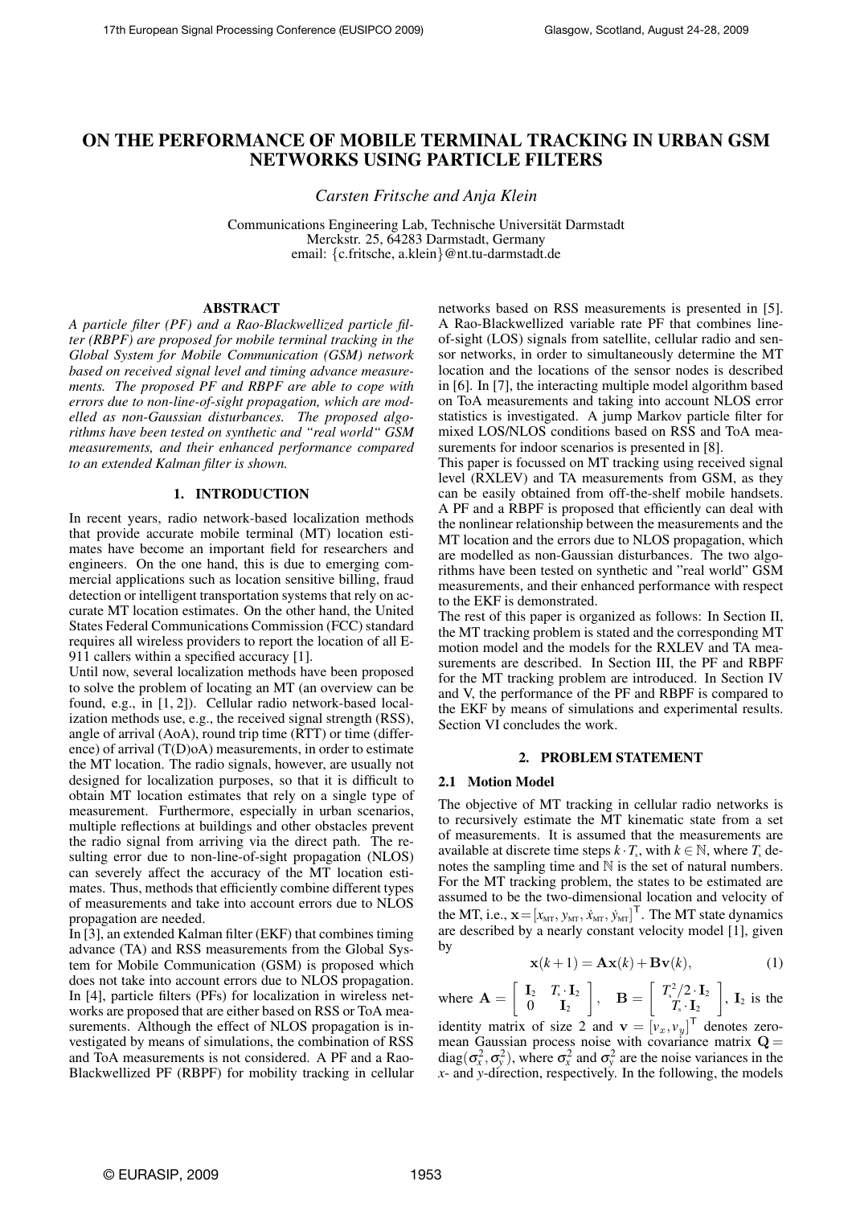# ON THE PERFORMANCE OF MOBILE TERMINAL TRACKING IN URBAN GSM NETWORKS USING PARTICLE FILTERS

*Carsten Fritsche and Anja Klein*

Communications Engineering Lab, Technische Universität Darmstadt
Merckstr. 25, 64283 Darmstadt, Germany
email: {c.fritsche, a.klein}@nt.tu-darmstadt.de

## ABSTRACT

*A particle filter (PF) and a Rao-Blackwellized particle filter (RBPF) are proposed for mobile terminal tracking in the Global System for Mobile Communication (GSM) network based on received signal level and timing advance measurements. The proposed PF and RBPF are able to cope with errors due to non-line-of-sight propagation, which are modelled as non-Gaussian disturbances. The proposed algorithms have been tested on synthetic and "real world" GSM measurements, and their enhanced performance compared to an extended Kalman filter is shown.*

## 1. INTRODUCTION

In recent years, radio network-based localization methods that provide accurate mobile terminal (MT) location estimates have become an important field for researchers and engineers. On the one hand, this is due to emerging commercial applications such as location sensitive billing, fraud detection or intelligent transportation systems that rely on accurate MT location estimates. On the other hand, the United States Federal Communications Commission (FCC) standard requires all wireless providers to report the location of all E-911 callers within a specified accuracy [1].

Until now, several localization methods have been proposed to solve the problem of locating an MT (an overview can be found, e.g., in [1, 2]). Cellular radio network-based localization methods use, e.g., the received signal strength (RSS), angle of arrival (AoA), round trip time (RTT) or time (difference) of arrival (T(D)oA) measurements, in order to estimate the MT location. The radio signals, however, are usually not designed for localization purposes, so that it is difficult to obtain MT location estimates that rely on a single type of measurement. Furthermore, especially in urban scenarios, multiple reflections at buildings and other obstacles prevent the radio signal from arriving via the direct path. The resulting error due to non-line-of-sight propagation (NLOS) can severely affect the accuracy of the MT location estimates. Thus, methods that efficiently combine different types of measurements and take into account errors due to NLOS propagation are needed.

In [3], an extended Kalman filter (EKF) that combines timing advance (TA) and RSS measurements from the Global System for Mobile Communication (GSM) is proposed which does not take into account errors due to NLOS propagation. In [4], particle filters (PFs) for localization in wireless networks are proposed that are either based on RSS or ToA measurements. Although the effect of NLOS propagation is investigated by means of simulations, the combination of RSS and ToA measurements is not considered. A PF and a Rao-Blackwellized PF (RBPF) for mobility tracking in cellular networks based on RSS measurements is presented in [5]. A Rao-Blackwellized variable rate PF that combines line-of-sight (LOS) signals from satellite, cellular radio and sensor networks, in order to simultaneously determine the MT location and the locations of the sensor nodes is described in [6]. In [7], the interacting multiple model algorithm based on ToA measurements and taking into account NLOS error statistics is investigated. A jump Markov particle filter for mixed LOS/NLOS conditions based on RSS and ToA measurements for indoor scenarios is presented in [8].

This paper is focussed on MT tracking using received signal level (RXLEV) and TA measurements from GSM, as they can be easily obtained from off-the-shelf mobile handsets. A PF and a RBPF is proposed that efficiently can deal with the nonlinear relationship between the measurements and the MT location and the errors due to NLOS propagation, which are modelled as non-Gaussian disturbances. The two algorithms have been tested on synthetic and "real world" GSM measurements, and their enhanced performance with respect to the EKF is demonstrated.

The rest of this paper is organized as follows: In Section II, the MT tracking problem is stated and the corresponding MT motion model and the models for the RXLEV and TA measurements are described. In Section III, the PF and RBPF for the MT tracking problem are introduced. In Section IV and V, the performance of the PF and RBPF is compared to the EKF by means of simulations and experimental results. Section VI concludes the work.

## 2. PROBLEM STATEMENT

### 2.1 Motion Model

The objective of MT tracking in cellular radio networks is to recursively estimate the MT kinematic state from a set of measurements. It is assumed that the measurements are available at discrete time steps $k \cdot T_s$, with $k \in \mathbb{N}$, where $T_s$ denotes the sampling time and $\mathbb{N}$ is the set of natural numbers. For the MT tracking problem, the states to be estimated are assumed to be the two-dimensional location and velocity of the MT, i.e., $\mathbf{x} = [x_{\text{MT}}, y_{\text{MT}}, \dot{x}_{\text{MT}}, \dot{y}_{\text{MT}}]^\top$. The MT state dynamics are described by a nearly constant velocity model [1], given by

$$\mathbf{x}(k+1) = \mathbf{A}\mathbf{x}(k) + \mathbf{B}\mathbf{v}(k), \tag{1}$$

where $\mathbf{A} = \begin{bmatrix} \mathbf{I}_2 & T_s \cdot \mathbf{I}_2 \\ 0 & \mathbf{I}_2 \end{bmatrix}$, $\mathbf{B} = \begin{bmatrix} T_s^2/2 \cdot \mathbf{I}_2 \\ T_s \cdot \mathbf{I}_2 \end{bmatrix}$, $\mathbf{I}_2$ is the identity matrix of size 2 and $\mathbf{v} = [v_x, v_y]^\top$ denotes zero-mean Gaussian process noise with covariance matrix $\mathbf{Q} = \text{diag}(\sigma_x^2, \sigma_y^2)$, where $\sigma_x^2$ and $\sigma_y^2$ are the noise variances in the $x$- and $y$-direction, respectively. In the following, the models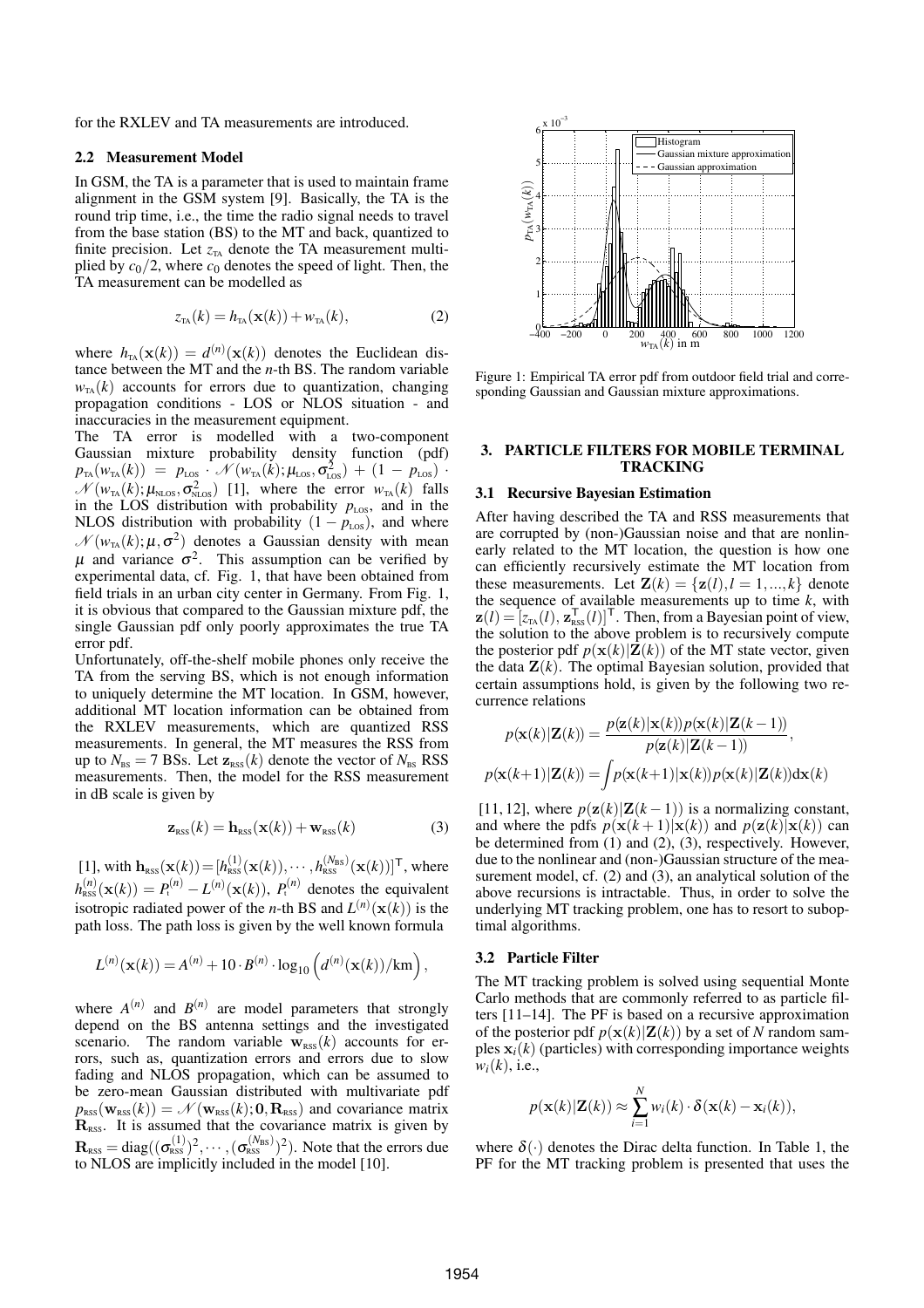for the RXLEV and TA measurements are introduced.

### 2.2 Measurement Model

In GSM, the TA is a parameter that is used to maintain frame alignment in the GSM system [9]. Basically, the TA is the round trip time, i.e., the time the radio signal needs to travel from the base station (BS) to the MT and back, quantized to finite precision. Let $z_{\text{TA}}$ denote the TA measurement multiplied by $c_0/2$, where $c_0$ denotes the speed of light. Then, the TA measurement can be modelled as

$$z_{\text{TA}}(k) = h_{\text{TA}}(\mathbf{x}(k)) + w_{\text{TA}}(k), \tag{2}$$

where $h_{\text{TA}}(\mathbf{x}(k)) = d^{(n)}(\mathbf{x}(k))$ denotes the Euclidean distance between the MT and the $n$-th BS. The random variable $w_{\text{TA}}(k)$ accounts for errors due to quantization, changing propagation conditions - LOS or NLOS situation - and inaccuracies in the measurement equipment.

The TA error is modelled with a two-component Gaussian mixture probability density function (pdf) $p_{\text{TA}}(w_{\text{TA}}(k)) = p_{\text{LOS}} \cdot \mathcal{N}(w_{\text{TA}}(k); \mu_{\text{LOS}}, \sigma^2_{\text{LOS}}) + (1 - p_{\text{LOS}}) \cdot \mathcal{N}(w_{\text{TA}}(k); \mu_{\text{NLOS}}, \sigma^2_{\text{NLOS}})$ [1], where the error $w_{\text{TA}}(k)$ falls in the LOS distribution with probability $p_{\text{LOS}}$, and in the NLOS distribution with probability $(1 - p_{\text{LOS}})$, and where $\mathcal{N}(w_{\text{TA}}(k); \mu, \sigma^2)$ denotes a Gaussian density with mean $\mu$ and variance $\sigma^2$. This assumption can be verified by experimental data, cf. Fig. 1, that have been obtained from field trials in an urban city center in Germany. From Fig. 1, it is obvious that compared to the Gaussian mixture pdf, the single Gaussian pdf only poorly approximates the true TA error pdf.

Unfortunately, off-the-shelf mobile phones only receive the TA from the serving BS, which is not enough information to uniquely determine the MT location. In GSM, however, additional MT location information can be obtained from the RXLEV measurements, which are quantized RSS measurements. In general, the MT measures the RSS from up to $N_{\text{BS}} = 7$ BSs. Let $\mathbf{z}_{\text{RSS}}(k)$ denote the vector of $N_{\text{BS}}$ RSS measurements. Then, the model for the RSS measurement in dB scale is given by

$$\mathbf{z}_{\text{RSS}}(k) = \mathbf{h}_{\text{RSS}}(\mathbf{x}(k)) + \mathbf{w}_{\text{RSS}}(k) \tag{3}$$

[1], with $\mathbf{h}_{\text{RSS}}(\mathbf{x}(k)) = [h^{(1)}_{\text{RSS}}(\mathbf{x}(k)), \cdots, h^{(N_{\text{BS}})}_{\text{RSS}}(\mathbf{x}(k))]^{\mathsf{T}}$, where $h^{(n)}_{\text{RSS}}(\mathbf{x}(k)) = P^{(n)}_{\text{t}} - L^{(n)}(\mathbf{x}(k))$, $P^{(n)}_{\text{t}}$ denotes the equivalent isotropic radiated power of the $n$-th BS and $L^{(n)}(\mathbf{x}(k))$ is the path loss. The path loss is given by the well known formula

$$L^{(n)}(\mathbf{x}(k)) = A^{(n)} + 10 \cdot B^{(n)} \cdot \log_{10}\left(d^{(n)}(\mathbf{x}(k))/\text{km}\right),$$

where $A^{(n)}$ and $B^{(n)}$ are model parameters that strongly depend on the BS antenna settings and the investigated scenario. The random variable $\mathbf{w}_{\text{RSS}}(k)$ accounts for errors, such as, quantization errors and errors due to slow fading and NLOS propagation, which can be assumed to be zero-mean Gaussian distributed with multivariate pdf $p_{\text{RSS}}(\mathbf{w}_{\text{RSS}}(k)) = \mathcal{N}(\mathbf{w}_{\text{RSS}}(k); \mathbf{0}, \mathbf{R}_{\text{RSS}})$ and covariance matrix $\mathbf{R}_{\text{RSS}}$. It is assumed that the covariance matrix is given by $\mathbf{R}_{\text{RSS}} = \text{diag}((\sigma^{(1)}_{\text{RSS}})^2, \cdots, (\sigma^{(N_{\text{BS}})}_{\text{RSS}})^2)$. Note that the errors due to NLOS are implicitly included in the model [10].

x 10^-3
6
5
4
3
2
1
0
$p_{\text{TA}}(w_{\text{TA}}(k))$
–400 –200 0 200 400 600 800 1000 1200
$w_{\text{TA}}(k)$ in m
Histogram
Gaussian mixture approximation
Gaussian approximation

Figure 1: Empirical TA error pdf from outdoor field trial and corresponding Gaussian and Gaussian mixture approximations.

## 3. PARTICLE FILTERS FOR MOBILE TERMINAL TRACKING

### 3.1 Recursive Bayesian Estimation

After having described the TA and RSS measurements that are corrupted by (non-)Gaussian noise and that are nonlinearly related to the MT location, the question is how one can efficiently recursively estimate the MT location from these measurements. Let $\mathbf{Z}(k) = \{\mathbf{z}(l), l = 1, ..., k\}$ denote the sequence of available measurements up to time $k$, with $\mathbf{z}(l) = [z_{\text{TA}}(l), \mathbf{z}^{\mathsf{T}}_{\text{RSS}}(l)]^{\mathsf{T}}$. Then, from a Bayesian point of view, the solution to the above problem is to recursively compute the posterior pdf $p(\mathbf{x}(k)|\mathbf{Z}(k))$ of the MT state vector, given the data $\mathbf{Z}(k)$. The optimal Bayesian solution, provided that certain assumptions hold, is given by the following two recurrence relations

$$p(\mathbf{x}(k)|\mathbf{Z}(k)) = \frac{p(\mathbf{z}(k)|\mathbf{x}(k))p(\mathbf{x}(k)|\mathbf{Z}(k-1))}{p(\mathbf{z}(k)|\mathbf{Z}(k-1))},$$

$$p(\mathbf{x}(k+1)|\mathbf{Z}(k)) = \int p(\mathbf{x}(k+1)|\mathbf{x}(k))p(\mathbf{x}(k)|\mathbf{Z}(k))\text{d}\mathbf{x}(k)$$

[11, 12], where $p(\mathbf{z}(k)|\mathbf{Z}(k-1))$ is a normalizing constant, and where the pdfs $p(\mathbf{x}(k+1)|\mathbf{x}(k))$ and $p(\mathbf{z}(k)|\mathbf{x}(k))$ can be determined from (1) and (2), (3), respectively. However, due to the nonlinear and (non-)Gaussian structure of the measurement model, cf. (2) and (3), an analytical solution of the above recursions is intractable. Thus, in order to solve the underlying MT tracking problem, one has to resort to suboptimal algorithms.

### 3.2 Particle Filter

The MT tracking problem is solved using sequential Monte Carlo methods that are commonly referred to as particle filters [11–14]. The PF is based on a recursive approximation of the posterior pdf $p(\mathbf{x}(k)|\mathbf{Z}(k))$ by a set of $N$ random samples $\mathbf{x}_i(k)$ (particles) with corresponding importance weights $w_i(k)$, i.e.,

$$p(\mathbf{x}(k)|\mathbf{Z}(k)) \approx \sum_{i=1}^{N} w_i(k) \cdot \delta(\mathbf{x}(k) - \mathbf{x}_i(k)),$$

where $\delta(\cdot)$ denotes the Dirac delta function. In Table 1, the PF for the MT tracking problem is presented that uses the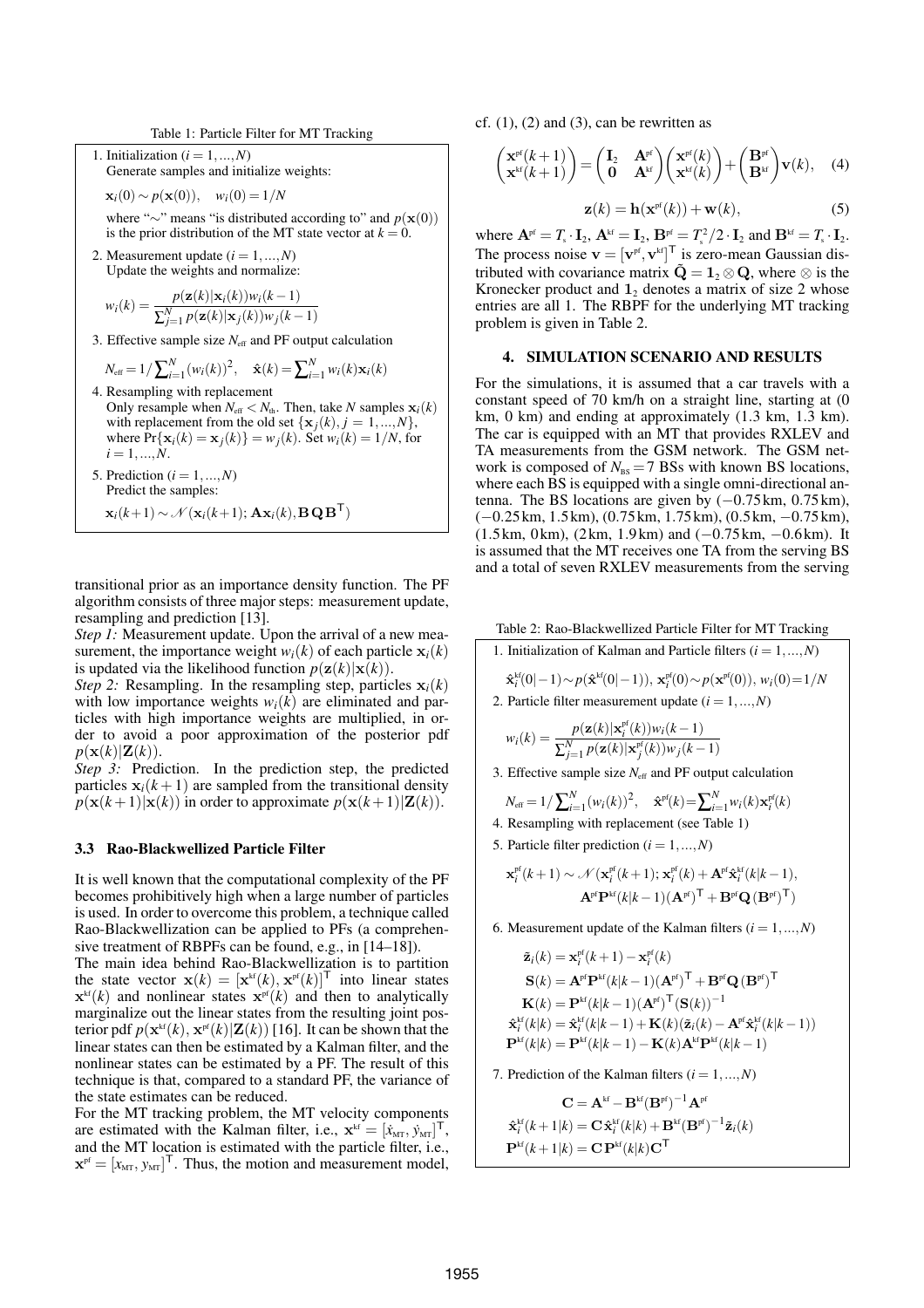Table 1: Particle Filter for MT Tracking

1. Initialization ($i = 1,...,N$)
   Generate samples and initialize weights:

   $\mathbf{x}_i(0) \sim p(\mathbf{x}(0)), \quad w_i(0) = 1/N$

   where "$\sim$" means "is distributed according to" and $p(\mathbf{x}(0))$ is the prior distribution of the MT state vector at $k = 0$.

2. Measurement update ($i = 1,...,N$)
   Update the weights and normalize:

   $$w_i(k) = \frac{p(\mathbf{z}(k)|\mathbf{x}_i(k))w_i(k-1)}{\sum_{j=1}^{N} p(\mathbf{z}(k)|\mathbf{x}_j(k))w_j(k-1)}$$

3. Effective sample size $N_{\text{eff}}$ and PF output calculation

   $N_{\text{eff}} = 1/\sum_{i=1}^{N}(w_i(k))^2, \quad \hat{\mathbf{x}}(k) = \sum_{i=1}^{N} w_i(k)\mathbf{x}_i(k)$

4. Resampling with replacement
   Only resample when $N_{\text{eff}} < N_{\text{th}}$. Then, take $N$ samples $\mathbf{x}_i(k)$ with replacement from the old set $\{\mathbf{x}_j(k), j = 1,...,N\}$, where $\Pr\{\mathbf{x}_i(k) = \mathbf{x}_j(k)\} = w_j(k)$. Set $w_i(k) = 1/N$, for $i = 1,...,N$.

5. Prediction ($i = 1,...,N$)
   Predict the samples:

   $\mathbf{x}_i(k+1) \sim \mathcal{N}(\mathbf{x}_i(k+1); \mathbf{A}\mathbf{x}_i(k), \mathbf{B}\mathbf{Q}\mathbf{B}^{\mathsf{T}})$

transitional prior as an importance density function. The PF algorithm consists of three major steps: measurement update, resampling and prediction [13].

*Step 1:* Measurement update. Upon the arrival of a new measurement, the importance weight $w_i(k)$ of each particle $\mathbf{x}_i(k)$ is updated via the likelihood function $p(\mathbf{z}(k)|\mathbf{x}(k))$.

*Step 2:* Resampling. In the resampling step, particles $\mathbf{x}_i(k)$ with low importance weights $w_i(k)$ are eliminated and particles with high importance weights are multiplied, in order to avoid a poor approximation of the posterior pdf $p(\mathbf{x}(k)|\mathbf{Z}(k))$.

*Step 3:* Prediction. In the prediction step, the predicted particles $\mathbf{x}_i(k+1)$ are sampled from the transitional density $p(\mathbf{x}(k+1)|\mathbf{x}(k))$ in order to approximate $p(\mathbf{x}(k+1)|\mathbf{Z}(k))$.

### 3.3 Rao-Blackwellized Particle Filter

It is well known that the computational complexity of the PF becomes prohibitively high when a large number of particles is used. In order to overcome this problem, a technique called Rao-Blackwellization can be applied to PFs (a comprehensive treatment of RBPFs can be found, e.g., in [14–18]).

The main idea behind Rao-Blackwellization is to partition the state vector $\mathbf{x}(k) = [\mathbf{x}^{\text{kf}}(k), \mathbf{x}^{\text{pf}}(k)]^{\mathsf{T}}$ into linear states $\mathbf{x}^{\text{kf}}(k)$ and nonlinear states $\mathbf{x}^{\text{pf}}(k)$ and then to analytically marginalize out the linear states from the resulting joint posterior pdf $p(\mathbf{x}^{\text{kf}}(k), \mathbf{x}^{\text{pf}}(k)|\mathbf{Z}(k))$ [16]. It can be shown that the linear states can then be estimated by a Kalman filter, and the nonlinear states can be estimated by a PF. The result of this technique is that, compared to a standard PF, the variance of the state estimates can be reduced.

For the MT tracking problem, the MT velocity components are estimated with the Kalman filter, i.e., $\mathbf{x}^{\text{kf}} = [\dot{x}_{\text{MT}}, \dot{y}_{\text{MT}}]^{\mathsf{T}}$, and the MT location is estimated with the particle filter, i.e., $\mathbf{x}^{\text{pf}} = [x_{\text{MT}}, y_{\text{MT}}]^{\mathsf{T}}$. Thus, the motion and measurement model, cf. (1), (2) and (3), can be rewritten as

$$\begin{pmatrix} \mathbf{x}^{\text{pf}}(k+1) \\ \mathbf{x}^{\text{kf}}(k+1) \end{pmatrix} = \begin{pmatrix} \mathbf{I}_2 & \mathbf{A}^{\text{pf}} \\ \mathbf{0} & \mathbf{A}^{\text{kf}} \end{pmatrix} \begin{pmatrix} \mathbf{x}^{\text{pf}}(k) \\ \mathbf{x}^{\text{kf}}(k) \end{pmatrix} + \begin{pmatrix} \mathbf{B}^{\text{pf}} \\ \mathbf{B}^{\text{kf}} \end{pmatrix} \mathbf{v}(k), \quad (4)$$

$$\mathbf{z}(k) = \mathbf{h}(\mathbf{x}^{\text{pf}}(k)) + \mathbf{w}(k), \quad (5)$$

where $\mathbf{A}^{\text{pf}} = T_s \cdot \mathbf{I}_2$, $\mathbf{A}^{\text{kf}} = \mathbf{I}_2$, $\mathbf{B}^{\text{pf}} = T_s^2/2 \cdot \mathbf{I}_2$ and $\mathbf{B}^{\text{kf}} = T_s \cdot \mathbf{I}_2$. The process noise $\mathbf{v} = [\mathbf{v}^{\text{pf}}, \mathbf{v}^{\text{kf}}]^{\mathsf{T}}$ is zero-mean Gaussian distributed with covariance matrix $\tilde{\mathbf{Q}} = \mathbf{1}_2 \otimes \mathbf{Q}$, where $\otimes$ is the Kronecker product and $\mathbf{1}_2$ denotes a matrix of size 2 whose entries are all 1. The RBPF for the underlying MT tracking problem is given in Table 2.

## 4. SIMULATION SCENARIO AND RESULTS

For the simulations, it is assumed that a car travels with a constant speed of 70 km/h on a straight line, starting at (0 km, 0 km) and ending at approximately (1.3 km, 1.3 km). The car is equipped with an MT that provides RXLEV and TA measurements from the GSM network. The GSM network is composed of $N_{\text{BS}} = 7$ BSs with known BS locations, where each BS is equipped with a single omni-directional antenna. The BS locations are given by ($-0.75$ km, $0.75$ km), ($-0.25$ km, $1.5$ km), ($0.75$ km, $1.75$ km), ($0.5$ km, $-0.75$ km), ($1.5$ km, $0$ km), ($2$ km, $1.9$ km) and ($-0.75$ km, $-0.6$ km). It is assumed that the MT receives one TA from the serving BS and a total of seven RXLEV measurements from the serving

Table 2: Rao-Blackwellized Particle Filter for MT Tracking

1. Initialization of Kalman and Particle filters ($i = 1,...,N$)

   $\hat{\mathbf{x}}_i^{\text{kf}}(0|-1) \sim p(\hat{\mathbf{x}}^{\text{kf}}(0|-1)), \ \mathbf{x}_i^{\text{pf}}(0) \sim p(\mathbf{x}^{\text{pf}}(0)), \ w_i(0) = 1/N$

2. Particle filter measurement update ($i = 1,...,N$)

   $$w_i(k) = \frac{p(\mathbf{z}(k)|\mathbf{x}_i^{\text{pf}}(k))w_i(k-1)}{\sum_{j=1}^{N} p(\mathbf{z}(k)|\mathbf{x}_j^{\text{pf}}(k))w_j(k-1)}$$

3. Effective sample size $N_{\text{eff}}$ and PF output calculation

   $N_{\text{eff}} = 1/\sum_{i=1}^{N}(w_i(k))^2, \quad \hat{\mathbf{x}}^{\text{pf}}(k) = \sum_{i=1}^{N} w_i(k)\mathbf{x}_i^{\text{pf}}(k)$

4. Resampling with replacement (see Table 1)

5. Particle filter prediction ($i = 1,...,N$)

   $$\mathbf{x}_i^{\text{pf}}(k+1) \sim \mathcal{N}(\mathbf{x}_i^{\text{pf}}(k+1); \mathbf{x}_i^{\text{pf}}(k) + \mathbf{A}^{\text{pf}}\hat{\mathbf{x}}_i^{\text{kf}}(k|k-1), \mathbf{A}^{\text{pf}}\mathbf{P}^{\text{kf}}(k|k-1)(\mathbf{A}^{\text{pf}})^{\mathsf{T}} + \mathbf{B}^{\text{pf}}\mathbf{Q}(\mathbf{B}^{\text{pf}})^{\mathsf{T}})$$

6. Measurement update of the Kalman filters ($i = 1,...,N$)

   $$\begin{aligned}
   \tilde{\mathbf{z}}_i(k) &= \mathbf{x}_i^{\text{pf}}(k+1) - \mathbf{x}_i^{\text{pf}}(k) \\
   \mathbf{S}(k) &= \mathbf{A}^{\text{pf}}\mathbf{P}^{\text{kf}}(k|k-1)(\mathbf{A}^{\text{pf}})^{\mathsf{T}} + \mathbf{B}^{\text{pf}}\mathbf{Q}(\mathbf{B}^{\text{pf}})^{\mathsf{T}} \\
   \mathbf{K}(k) &= \mathbf{P}^{\text{kf}}(k|k-1)(\mathbf{A}^{\text{pf}})^{\mathsf{T}}(\mathbf{S}(k))^{-1} \\
   \hat{\mathbf{x}}_i^{\text{kf}}(k|k) &= \hat{\mathbf{x}}_i^{\text{kf}}(k|k-1) + \mathbf{K}(k)(\tilde{\mathbf{z}}_i(k) - \mathbf{A}^{\text{pf}}\hat{\mathbf{x}}_i^{\text{kf}}(k|k-1)) \\
   \mathbf{P}^{\text{kf}}(k|k) &= \mathbf{P}^{\text{kf}}(k|k-1) - \mathbf{K}(k)\mathbf{A}^{\text{kf}}\mathbf{P}^{\text{kf}}(k|k-1)
   \end{aligned}$$

7. Prediction of the Kalman filters ($i = 1,...,N$)

   $$\begin{aligned}
   \mathbf{C} &= \mathbf{A}^{\text{kf}} - \mathbf{B}^{\text{kf}}(\mathbf{B}^{\text{pf}})^{-1}\mathbf{A}^{\text{pf}} \\
   \hat{\mathbf{x}}_i^{\text{kf}}(k+1|k) &= \mathbf{C}\hat{\mathbf{x}}_i^{\text{kf}}(k|k) + \mathbf{B}^{\text{kf}}(\mathbf{B}^{\text{pf}})^{-1}\tilde{\mathbf{z}}_i(k) \\
   \mathbf{P}^{\text{kf}}(k+1|k) &= \mathbf{C}\mathbf{P}^{\text{kf}}(k|k)\mathbf{C}^{\mathsf{T}}
   \end{aligned}$$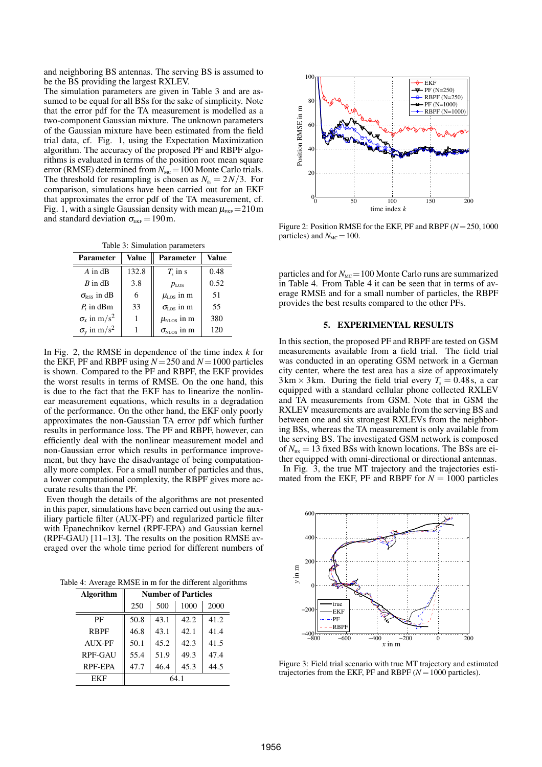and neighboring BS antennas. The serving BS is assumed to be the BS providing the largest RXLEV.

The simulation parameters are given in Table 3 and are assumed to be equal for all BSs for the sake of simplicity. Note that the error pdf for the TA measurement is modelled as a two-component Gaussian mixture. The unknown parameters of the Gaussian mixture have been estimated from the field trial data, cf. Fig. 1, using the Expectation Maximization algorithm. The accuracy of the proposed PF and RBPF algorithms is evaluated in terms of the position root mean square error (RMSE) determined from $N_{\text{MC}} = 100$ Monte Carlo trials. The threshold for resampling is chosen as $N_{\text{th}} = 2N/3$. For comparison, simulations have been carried out using an EKF that approximates the error pdf of the TA measurement, cf. Fig. 1, with a single Gaussian density with mean $\mu_{\text{EKF}} = 210\,\text{m}$ and standard deviation $\sigma_{\text{EKF}} = 190\,\text{m}$.

Table 3: Simulation parameters

| Parameter | Value | Parameter | Value |
|---|---|---|---|
| $A$ in dB | 132.8 | $T_s$ in s | 0.48 |
| $B$ in dB | 3.8 | $p_{\text{LOS}}$ | 0.52 |
| $\sigma_{\text{RSS}}$ in dB | 6 | $\mu_{\text{LOS}}$ in m | 51 |
| $P_t$ in dBm | 33 | $\sigma_{\text{LOS}}$ in m | 55 |
| $\sigma_x$ in m/s$^2$ | 1 | $\mu_{\text{NLOS}}$ in m | 380 |
| $\sigma_y$ in m/s$^2$ | 1 | $\sigma_{\text{NLOS}}$ in m | 120 |

In Fig. 2, the RMSE in dependence of the time index $k$ for the EKF, PF and RBPF using $N = 250$ and $N = 1000$ particles is shown. Compared to the PF and RBPF, the EKF provides the worst results in terms of RMSE. On the one hand, this is due to the fact that the EKF has to linearize the nonlinear measurement equations, which results in a degradation of the performance. On the other hand, the EKF only poorly approximates the non-Gaussian TA error pdf which further results in performance loss. The PF and RBPF, however, can efficiently deal with the nonlinear measurement model and non-Gaussian error which results in performance improvement, but they have the disadvantage of being computationally more complex. For a small number of particles and thus, a lower computational complexity, the RBPF gives more accurate results than the PF.

Even though the details of the algorithms are not presented in this paper, simulations have been carried out using the auxiliary particle filter (AUX-PF) and regularized particle filter with Epanechnikov kernel (RPF-EPA) and Gaussian kernel (RPF-GAU) [11–13]. The results on the position RMSE averaged over the whole time period for different numbers of

Table 4: Average RMSE in m for the different algorithms

| Algorithm | Number of Particles | | | |
|---|---|---|---|---|
| | 250 | 500 | 1000 | 2000 |
| PF | 50.8 | 43.1 | 42.2 | 41.2 |
| RBPF | 46.8 | 43.1 | 42.1 | 41.4 |
| AUX-PF | 50.1 | 45.2 | 42.3 | 41.5 |
| RPF-GAU | 55.4 | 51.9 | 49.3 | 47.4 |
| RPF-EPA | 47.7 | 46.4 | 45.3 | 44.5 |
| EKF | 64.1 | | | |

Position RMSE in m
time index $k$
100
80
60
40
20
0
0
50
100
150
200
EKF
PF (N=250)
RBPF (N=250)
PF (N=1000)
RBPF (N=1000)

Figure 2: Position RMSE for the EKF, PF and RBPF ($N = 250, 1000$ particles) and $N_{\text{MC}} = 100$.

particles and for $N_{\text{MC}} = 100$ Monte Carlo runs are summarized in Table 4. From Table 4 it can be seen that in terms of average RMSE and for a small number of particles, the RBPF provides the best results compared to the other PFs.

## 5. EXPERIMENTAL RESULTS

In this section, the proposed PF and RBPF are tested on GSM measurements available from a field trial. The field trial was conducted in an operating GSM network in a German city center, where the test area has a size of approximately $3\,\text{km} \times 3\,\text{km}$. During the field trial every $T_s = 0.48\,\text{s}$, a car equipped with a standard cellular phone collected RXLEV and TA measurements from GSM. Note that in GSM the RXLEV measurements are available from the serving BS and between one and six strongest RXLEVs from the neighboring BSs, whereas the TA measurement is only available from the serving BS. The investigated GSM network is composed of $N_{\text{BS}} = 13$ fixed BSs with known locations. The BSs are either equipped with omni-directional or directional antennas.

In Fig. 3, the true MT trajectory and the trajectories estimated from the EKF, PF and RBPF for $N = 1000$ particles

$y$ in m
$x$ in m
600
400
200
0
−200
−400
−800
−600
−400
−200
0
200
true
EKF
PF
RBPF

Figure 3: Field trial scenario with true MT trajectory and estimated trajectories from the EKF, PF and RBPF ($N = 1000$ particles).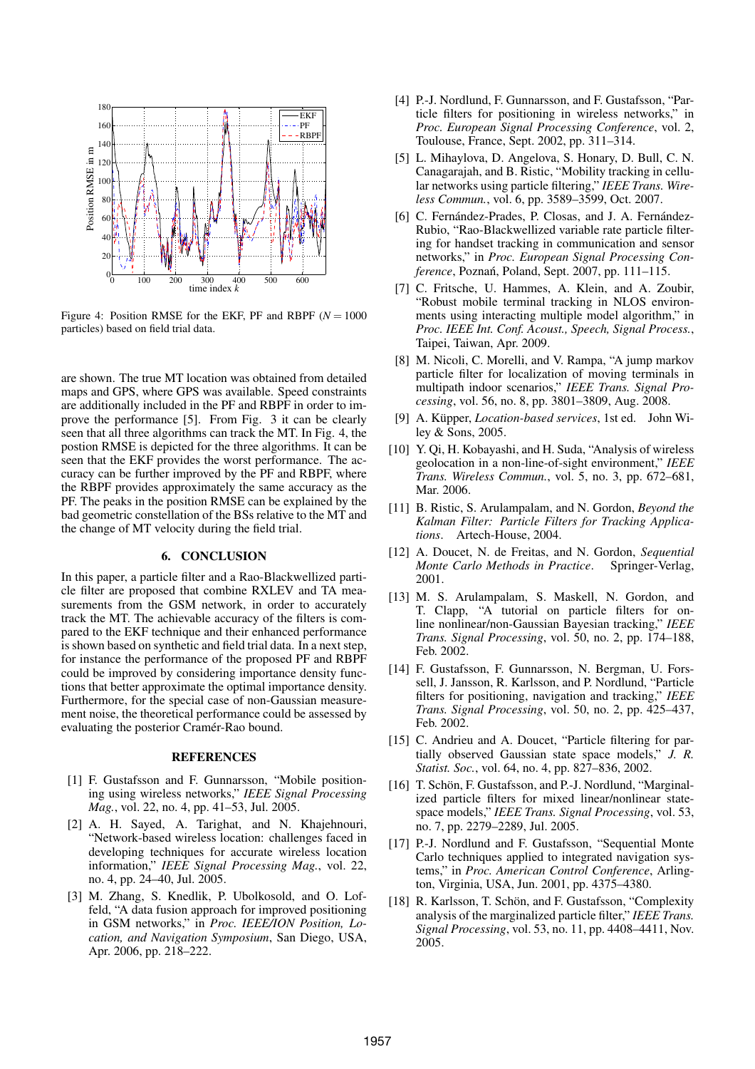180
160
140
120
100
80
60
40
20
0
Position RMSE in m
0 100 200 300 400 500 600
time index $k$
EKF
PF
RBPF

Figure 4: Position RMSE for the EKF, PF and RBPF ($N = 1000$ particles) based on field trial data.

are shown. The true MT location was obtained from detailed maps and GPS, where GPS was available. Speed constraints are additionally included in the PF and RBPF in order to improve the performance [5]. From Fig. 3 it can be clearly seen that all three algorithms can track the MT. In Fig. 4, the postion RMSE is depicted for the three algorithms. It can be seen that the EKF provides the worst performance. The accuracy can be further improved by the PF and RBPF, where the RBPF provides approximately the same accuracy as the PF. The peaks in the position RMSE can be explained by the bad geometric constellation of the BSs relative to the MT and the change of MT velocity during the field trial.

## 6. CONCLUSION

In this paper, a particle filter and a Rao-Blackwellized particle filter are proposed that combine RXLEV and TA measurements from the GSM network, in order to accurately track the MT. The achievable accuracy of the filters is compared to the EKF technique and their enhanced performance is shown based on synthetic and field trial data. In a next step, for instance the performance of the proposed PF and RBPF could be improved by considering importance density functions that better approximate the optimal importance density. Furthermore, for the special case of non-Gaussian measurement noise, the theoretical performance could be assessed by evaluating the posterior Cramér-Rao bound.

## REFERENCES

[1] F. Gustafsson and F. Gunnarsson, "Mobile positioning using wireless networks," *IEEE Signal Processing Mag.*, vol. 22, no. 4, pp. 41–53, Jul. 2005.

[2] A. H. Sayed, A. Tarighat, and N. Khajehnouri, "Network-based wireless location: challenges faced in developing techniques for accurate wireless location information," *IEEE Signal Processing Mag.*, vol. 22, no. 4, pp. 24–40, Jul. 2005.

[3] M. Zhang, S. Knedlik, P. Ubolkosold, and O. Loffeld, "A data fusion approach for improved positioning in GSM networks," in *Proc. IEEE/ION Position, Location, and Navigation Symposium*, San Diego, USA, Apr. 2006, pp. 218–222.

[4] P.-J. Nordlund, F. Gunnarsson, and F. Gustafsson, "Particle filters for positioning in wireless networks," in *Proc. European Signal Processing Conference*, vol. 2, Toulouse, France, Sept. 2002, pp. 311–314.

[5] L. Mihaylova, D. Angelova, S. Honary, D. Bull, C. N. Canagarajah, and B. Ristic, "Mobility tracking in cellular networks using particle filtering," *IEEE Trans. Wireless Commun.*, vol. 6, pp. 3589–3599, Oct. 2007.

[6] C. Fernández-Prades, P. Closas, and J. A. Fernández-Rubio, "Rao-Blackwellized variable rate particle filtering for handset tracking in communication and sensor networks," in *Proc. European Signal Processing Conference*, Poznań, Poland, Sept. 2007, pp. 111–115.

[7] C. Fritsche, U. Hammes, A. Klein, and A. Zoubir, "Robust mobile terminal tracking in NLOS environments using interacting multiple model algorithm," in *Proc. IEEE Int. Conf. Acoust., Speech, Signal Process.*, Taipei, Taiwan, Apr. 2009.

[8] M. Nicoli, C. Morelli, and V. Rampa, "A jump markov particle filter for localization of moving terminals in multipath indoor scenarios," *IEEE Trans. Signal Processing*, vol. 56, no. 8, pp. 3801–3809, Aug. 2008.

[9] A. Küpper, *Location-based services*, 1st ed. John Wiley & Sons, 2005.

[10] Y. Qi, H. Kobayashi, and H. Suda, "Analysis of wireless geolocation in a non-line-of-sight environment," *IEEE Trans. Wireless Commun.*, vol. 5, no. 3, pp. 672–681, Mar. 2006.

[11] B. Ristic, S. Arulampalam, and N. Gordon, *Beyond the Kalman Filter: Particle Filters for Tracking Applications*. Artech-House, 2004.

[12] A. Doucet, N. de Freitas, and N. Gordon, *Sequential Monte Carlo Methods in Practice*. Springer-Verlag, 2001.

[13] M. S. Arulampalam, S. Maskell, N. Gordon, and T. Clapp, "A tutorial on particle filters for online nonlinear/non-Gaussian Bayesian tracking," *IEEE Trans. Signal Processing*, vol. 50, no. 2, pp. 174–188, Feb. 2002.

[14] F. Gustafsson, F. Gunnarsson, N. Bergman, U. Forssell, J. Jansson, R. Karlsson, and P. Nordlund, "Particle filters for positioning, navigation and tracking," *IEEE Trans. Signal Processing*, vol. 50, no. 2, pp. 425–437, Feb. 2002.

[15] C. Andrieu and A. Doucet, "Particle filtering for partially observed Gaussian state space models," *J. R. Statist. Soc.*, vol. 64, no. 4, pp. 827–836, 2002.

[16] T. Schön, F. Gustafsson, and P.-J. Nordlund, "Marginalized particle filters for mixed linear/nonlinear state-space models," *IEEE Trans. Signal Processing*, vol. 53, no. 7, pp. 2279–2289, Jul. 2005.

[17] P.-J. Nordlund and F. Gustafsson, "Sequential Monte Carlo techniques applied to integrated navigation systems," in *Proc. American Control Conference*, Arlington, Virginia, USA, Jun. 2001, pp. 4375–4380.

[18] R. Karlsson, T. Schön, and F. Gustafsson, "Complexity analysis of the marginalized particle filter," *IEEE Trans. Signal Processing*, vol. 53, no. 11, pp. 4408–4411, Nov. 2005.